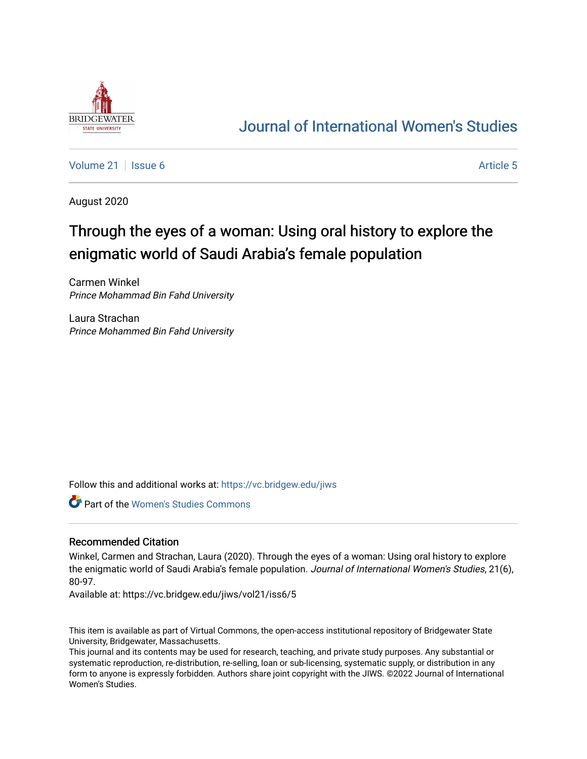BRIDGEWATER STATE UNIVERSITY

# Journal of International Women's Studies

Volume 21 | Issue 6 | Article 5

August 2020

## Through the eyes of a woman: Using oral history to explore the enigmatic world of Saudi Arabia's female population

Carmen Winkel
*Prince Mohammad Bin Fahd University*

Laura Strachan
*Prince Mohammed Bin Fahd University*

Follow this and additional works at: https://vc.bridgew.edu/jiws

Part of the Women's Studies Commons

### Recommended Citation

Winkel, Carmen and Strachan, Laura (2020). Through the eyes of a woman: Using oral history to explore the enigmatic world of Saudi Arabia's female population. *Journal of International Women's Studies*, 21(6), 80-97.

Available at: https://vc.bridgew.edu/jiws/vol21/iss6/5

This item is available as part of Virtual Commons, the open-access institutional repository of Bridgewater State University, Bridgewater, Massachusetts.

This journal and its contents may be used for research, teaching, and private study purposes. Any substantial or systematic reproduction, re-distribution, re-selling, loan or sub-licensing, systematic supply, or distribution in any form to anyone is expressly forbidden. Authors share joint copyright with the JIWS. ©2022 Journal of International Women's Studies.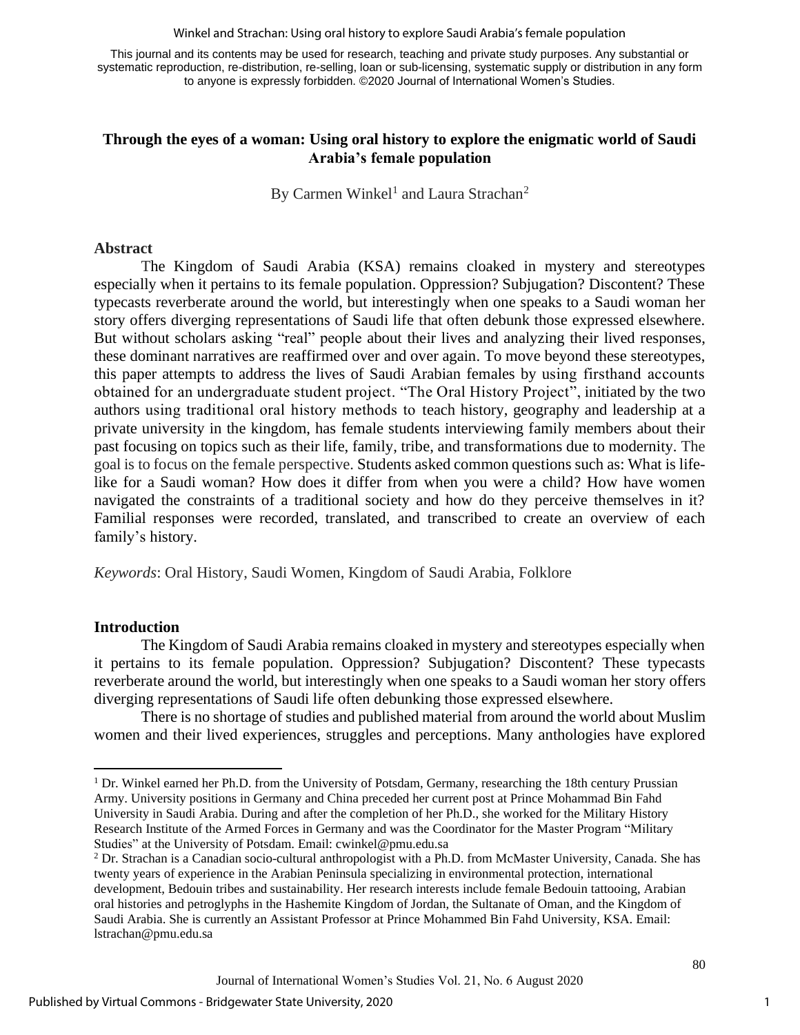# Through the eyes of a woman: Using oral history to explore the enigmatic world of Saudi Arabia's female population

By Carmen Winkel[1] and Laura Strachan[2]

## Abstract

The Kingdom of Saudi Arabia (KSA) remains cloaked in mystery and stereotypes especially when it pertains to its female population. Oppression? Subjugation? Discontent? These typecasts reverberate around the world, but interestingly when one speaks to a Saudi woman her story offers diverging representations of Saudi life that often debunk those expressed elsewhere. But without scholars asking "real" people about their lives and analyzing their lived responses, these dominant narratives are reaffirmed over and over again. To move beyond these stereotypes, this paper attempts to address the lives of Saudi Arabian females by using firsthand accounts obtained for an undergraduate student project. "The Oral History Project", initiated by the two authors using traditional oral history methods to teach history, geography and leadership at a private university in the kingdom, has female students interviewing family members about their past focusing on topics such as their life, family, tribe, and transformations due to modernity. The goal is to focus on the female perspective. Students asked common questions such as: What is life-like for a Saudi woman? How does it differ from when you were a child? How have women navigated the constraints of a traditional society and how do they perceive themselves in it? Familial responses were recorded, translated, and transcribed to create an overview of each family's history.

*Keywords*: Oral History, Saudi Women, Kingdom of Saudi Arabia, Folklore

## Introduction

The Kingdom of Saudi Arabia remains cloaked in mystery and stereotypes especially when it pertains to its female population. Oppression? Subjugation? Discontent? These typecasts reverberate around the world, but interestingly when one speaks to a Saudi woman her story offers diverging representations of Saudi life often debunking those expressed elsewhere.

There is no shortage of studies and published material from around the world about Muslim women and their lived experiences, struggles and perceptions. Many anthologies have explored

---

[1] Dr. Winkel earned her Ph.D. from the University of Potsdam, Germany, researching the 18th century Prussian Army. University positions in Germany and China preceded her current post at Prince Mohammad Bin Fahd University in Saudi Arabia. During and after the completion of her Ph.D., she worked for the Military History Research Institute of the Armed Forces in Germany and was the Coordinator for the Master Program "Military Studies" at the University of Potsdam. Email: cwinkel@pmu.edu.sa

[2] Dr. Strachan is a Canadian socio-cultural anthropologist with a Ph.D. from McMaster University, Canada. She has twenty years of experience in the Arabian Peninsula specializing in environmental protection, international development, Bedouin tribes and sustainability. Her research interests include female Bedouin tattooing, Arabian oral histories and petroglyphs in the Hashemite Kingdom of Jordan, the Sultanate of Oman, and the Kingdom of Saudi Arabia. She is currently an Assistant Professor at Prince Mohammed Bin Fahd University, KSA. Email: lstrachan@pmu.edu.sa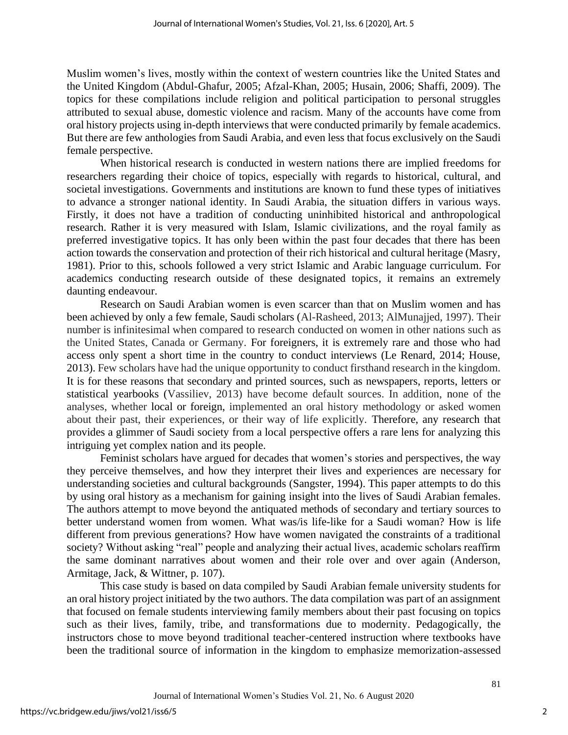Muslim women's lives, mostly within the context of western countries like the United States and the United Kingdom (Abdul-Ghafur, 2005; Afzal-Khan, 2005; Husain, 2006; Shaffi, 2009). The topics for these compilations include religion and political participation to personal struggles attributed to sexual abuse, domestic violence and racism. Many of the accounts have come from oral history projects using in-depth interviews that were conducted primarily by female academics. But there are few anthologies from Saudi Arabia, and even less that focus exclusively on the Saudi female perspective.

When historical research is conducted in western nations there are implied freedoms for researchers regarding their choice of topics, especially with regards to historical, cultural, and societal investigations. Governments and institutions are known to fund these types of initiatives to advance a stronger national identity. In Saudi Arabia, the situation differs in various ways. Firstly, it does not have a tradition of conducting uninhibited historical and anthropological research. Rather it is very measured with Islam, Islamic civilizations, and the royal family as preferred investigative topics. It has only been within the past four decades that there has been action towards the conservation and protection of their rich historical and cultural heritage (Masry, 1981). Prior to this, schools followed a very strict Islamic and Arabic language curriculum. For academics conducting research outside of these designated topics, it remains an extremely daunting endeavour.

Research on Saudi Arabian women is even scarcer than that on Muslim women and has been achieved by only a few female, Saudi scholars (Al-Rasheed, 2013; AlMunajjed, 1997). Their number is infinitesimal when compared to research conducted on women in other nations such as the United States, Canada or Germany. For foreigners, it is extremely rare and those who had access only spent a short time in the country to conduct interviews (Le Renard, 2014; House, 2013). Few scholars have had the unique opportunity to conduct firsthand research in the kingdom. It is for these reasons that secondary and printed sources, such as newspapers, reports, letters or statistical yearbooks (Vassiliev, 2013) have become default sources. In addition, none of the analyses, whether local or foreign, implemented an oral history methodology or asked women about their past, their experiences, or their way of life explicitly. Therefore, any research that provides a glimmer of Saudi society from a local perspective offers a rare lens for analyzing this intriguing yet complex nation and its people.

Feminist scholars have argued for decades that women's stories and perspectives, the way they perceive themselves, and how they interpret their lives and experiences are necessary for understanding societies and cultural backgrounds (Sangster, 1994). This paper attempts to do this by using oral history as a mechanism for gaining insight into the lives of Saudi Arabian females. The authors attempt to move beyond the antiquated methods of secondary and tertiary sources to better understand women from women. What was/is life-like for a Saudi woman? How is life different from previous generations? How have women navigated the constraints of a traditional society? Without asking "real" people and analyzing their actual lives, academic scholars reaffirm the same dominant narratives about women and their role over and over again (Anderson, Armitage, Jack, & Wittner, p. 107).

This case study is based on data compiled by Saudi Arabian female university students for an oral history project initiated by the two authors. The data compilation was part of an assignment that focused on female students interviewing family members about their past focusing on topics such as their lives, family, tribe, and transformations due to modernity. Pedagogically, the instructors chose to move beyond traditional teacher-centered instruction where textbooks have been the traditional source of information in the kingdom to emphasize memorization-assessed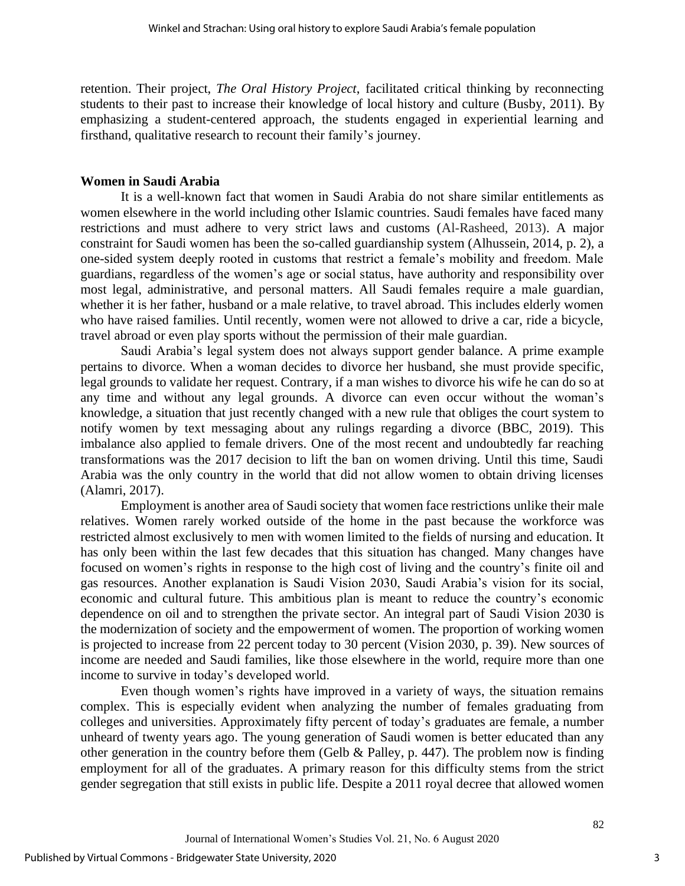retention. Their project, *The Oral History Project*, facilitated critical thinking by reconnecting students to their past to increase their knowledge of local history and culture (Busby, 2011). By emphasizing a student-centered approach, the students engaged in experiential learning and firsthand, qualitative research to recount their family's journey.

## Women in Saudi Arabia

It is a well-known fact that women in Saudi Arabia do not share similar entitlements as women elsewhere in the world including other Islamic countries. Saudi females have faced many restrictions and must adhere to very strict laws and customs (Al-Rasheed, 2013). A major constraint for Saudi women has been the so-called guardianship system (Alhussein, 2014, p. 2), a one-sided system deeply rooted in customs that restrict a female's mobility and freedom. Male guardians, regardless of the women's age or social status, have authority and responsibility over most legal, administrative, and personal matters. All Saudi females require a male guardian, whether it is her father, husband or a male relative, to travel abroad. This includes elderly women who have raised families. Until recently, women were not allowed to drive a car, ride a bicycle, travel abroad or even play sports without the permission of their male guardian.

Saudi Arabia's legal system does not always support gender balance. A prime example pertains to divorce. When a woman decides to divorce her husband, she must provide specific, legal grounds to validate her request. Contrary, if a man wishes to divorce his wife he can do so at any time and without any legal grounds. A divorce can even occur without the woman's knowledge, a situation that just recently changed with a new rule that obliges the court system to notify women by text messaging about any rulings regarding a divorce (BBC, 2019). This imbalance also applied to female drivers. One of the most recent and undoubtedly far reaching transformations was the 2017 decision to lift the ban on women driving. Until this time, Saudi Arabia was the only country in the world that did not allow women to obtain driving licenses (Alamri, 2017).

Employment is another area of Saudi society that women face restrictions unlike their male relatives. Women rarely worked outside of the home in the past because the workforce was restricted almost exclusively to men with women limited to the fields of nursing and education. It has only been within the last few decades that this situation has changed. Many changes have focused on women's rights in response to the high cost of living and the country's finite oil and gas resources. Another explanation is Saudi Vision 2030, Saudi Arabia's vision for its social, economic and cultural future. This ambitious plan is meant to reduce the country's economic dependence on oil and to strengthen the private sector. An integral part of Saudi Vision 2030 is the modernization of society and the empowerment of women. The proportion of working women is projected to increase from 22 percent today to 30 percent (Vision 2030, p. 39). New sources of income are needed and Saudi families, like those elsewhere in the world, require more than one income to survive in today's developed world.

Even though women's rights have improved in a variety of ways, the situation remains complex. This is especially evident when analyzing the number of females graduating from colleges and universities. Approximately fifty percent of today's graduates are female, a number unheard of twenty years ago. The young generation of Saudi women is better educated than any other generation in the country before them (Gelb & Palley, p. 447). The problem now is finding employment for all of the graduates. A primary reason for this difficulty stems from the strict gender segregation that still exists in public life. Despite a 2011 royal decree that allowed women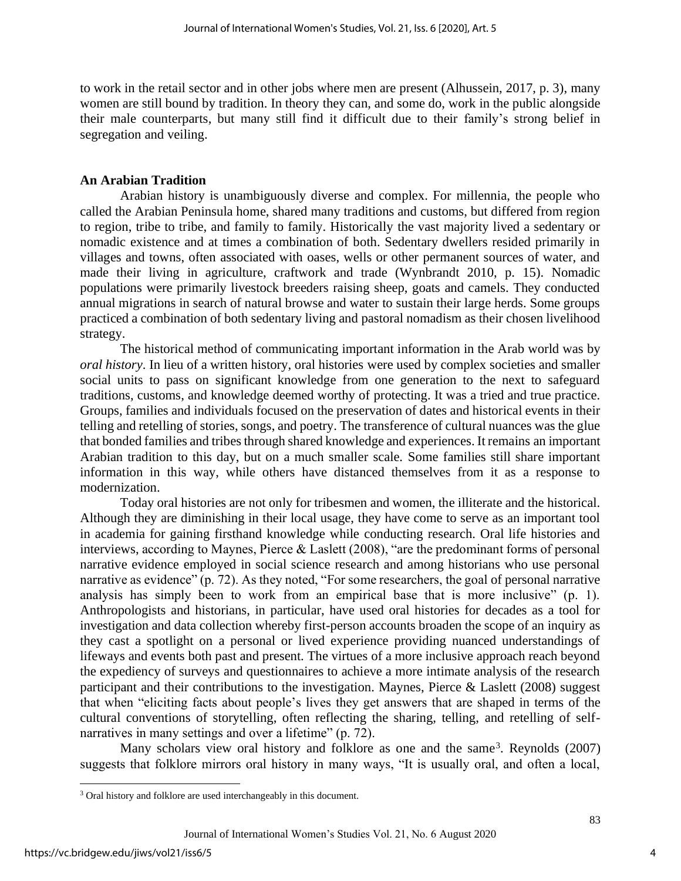to work in the retail sector and in other jobs where men are present (Alhussein, 2017, p. 3), many women are still bound by tradition. In theory they can, and some do, work in the public alongside their male counterparts, but many still find it difficult due to their family's strong belief in segregation and veiling.

## An Arabian Tradition

Arabian history is unambiguously diverse and complex. For millennia, the people who called the Arabian Peninsula home, shared many traditions and customs, but differed from region to region, tribe to tribe, and family to family. Historically the vast majority lived a sedentary or nomadic existence and at times a combination of both. Sedentary dwellers resided primarily in villages and towns, often associated with oases, wells or other permanent sources of water, and made their living in agriculture, craftwork and trade (Wynbrandt 2010, p. 15). Nomadic populations were primarily livestock breeders raising sheep, goats and camels. They conducted annual migrations in search of natural browse and water to sustain their large herds. Some groups practiced a combination of both sedentary living and pastoral nomadism as their chosen livelihood strategy.

The historical method of communicating important information in the Arab world was by *oral history*. In lieu of a written history, oral histories were used by complex societies and smaller social units to pass on significant knowledge from one generation to the next to safeguard traditions, customs, and knowledge deemed worthy of protecting. It was a tried and true practice. Groups, families and individuals focused on the preservation of dates and historical events in their telling and retelling of stories, songs, and poetry. The transference of cultural nuances was the glue that bonded families and tribes through shared knowledge and experiences. It remains an important Arabian tradition to this day, but on a much smaller scale. Some families still share important information in this way, while others have distanced themselves from it as a response to modernization.

Today oral histories are not only for tribesmen and women, the illiterate and the historical. Although they are diminishing in their local usage, they have come to serve as an important tool in academia for gaining firsthand knowledge while conducting research. Oral life histories and interviews, according to Maynes, Pierce & Laslett (2008), "are the predominant forms of personal narrative evidence employed in social science research and among historians who use personal narrative as evidence" (p. 72). As they noted, "For some researchers, the goal of personal narrative analysis has simply been to work from an empirical base that is more inclusive" (p. 1). Anthropologists and historians, in particular, have used oral histories for decades as a tool for investigation and data collection whereby first-person accounts broaden the scope of an inquiry as they cast a spotlight on a personal or lived experience providing nuanced understandings of lifeways and events both past and present. The virtues of a more inclusive approach reach beyond the expediency of surveys and questionnaires to achieve a more intimate analysis of the research participant and their contributions to the investigation. Maynes, Pierce & Laslett (2008) suggest that when "eliciting facts about people's lives they get answers that are shaped in terms of the cultural conventions of storytelling, often reflecting the sharing, telling, and retelling of self-narratives in many settings and over a lifetime" (p. 72).

Many scholars view oral history and folklore as one and the same[3]. Reynolds (2007) suggests that folklore mirrors oral history in many ways, "It is usually oral, and often a local,

[3] Oral history and folklore are used interchangeably in this document.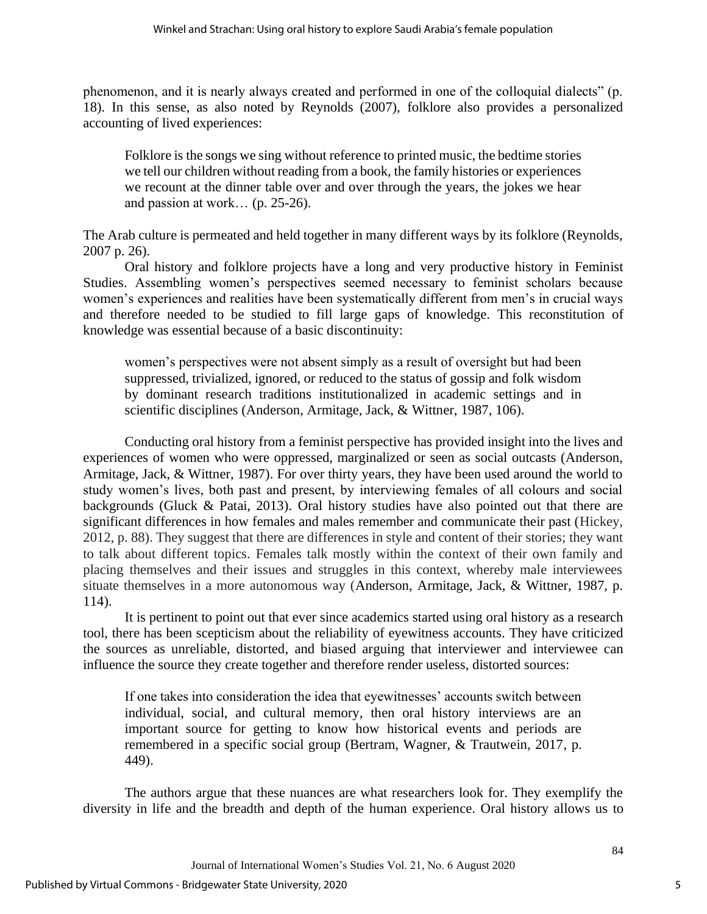phenomenon, and it is nearly always created and performed in one of the colloquial dialects" (p. 18). In this sense, as also noted by Reynolds (2007), folklore also provides a personalized accounting of lived experiences:

> Folklore is the songs we sing without reference to printed music, the bedtime stories we tell our children without reading from a book, the family histories or experiences we recount at the dinner table over and over through the years, the jokes we hear and passion at work… (p. 25-26).

The Arab culture is permeated and held together in many different ways by its folklore (Reynolds, 2007 p. 26).

Oral history and folklore projects have a long and very productive history in Feminist Studies. Assembling women's perspectives seemed necessary to feminist scholars because women's experiences and realities have been systematically different from men's in crucial ways and therefore needed to be studied to fill large gaps of knowledge. This reconstitution of knowledge was essential because of a basic discontinuity:

> women's perspectives were not absent simply as a result of oversight but had been suppressed, trivialized, ignored, or reduced to the status of gossip and folk wisdom by dominant research traditions institutionalized in academic settings and in scientific disciplines (Anderson, Armitage, Jack, & Wittner, 1987, 106).

Conducting oral history from a feminist perspective has provided insight into the lives and experiences of women who were oppressed, marginalized or seen as social outcasts (Anderson, Armitage, Jack, & Wittner, 1987). For over thirty years, they have been used around the world to study women's lives, both past and present, by interviewing females of all colours and social backgrounds (Gluck & Patai, 2013). Oral history studies have also pointed out that there are significant differences in how females and males remember and communicate their past (Hickey, 2012, p. 88). They suggest that there are differences in style and content of their stories; they want to talk about different topics. Females talk mostly within the context of their own family and placing themselves and their issues and struggles in this context, whereby male interviewees situate themselves in a more autonomous way (Anderson, Armitage, Jack, & Wittner, 1987, p. 114).

It is pertinent to point out that ever since academics started using oral history as a research tool, there has been scepticism about the reliability of eyewitness accounts. They have criticized the sources as unreliable, distorted, and biased arguing that interviewer and interviewee can influence the source they create together and therefore render useless, distorted sources:

> If one takes into consideration the idea that eyewitnesses' accounts switch between individual, social, and cultural memory, then oral history interviews are an important source for getting to know how historical events and periods are remembered in a specific social group (Bertram, Wagner, & Trautwein, 2017, p. 449).

The authors argue that these nuances are what researchers look for. They exemplify the diversity in life and the breadth and depth of the human experience. Oral history allows us to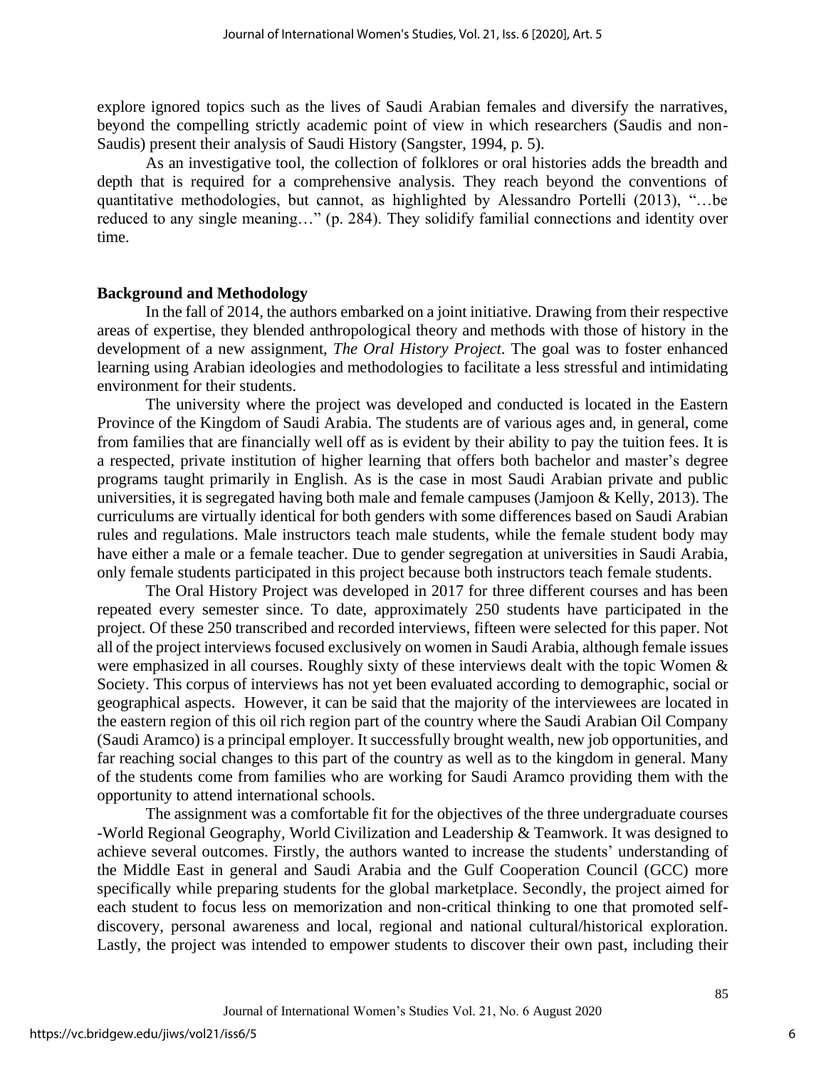explore ignored topics such as the lives of Saudi Arabian females and diversify the narratives, beyond the compelling strictly academic point of view in which researchers (Saudis and non-Saudis) present their analysis of Saudi History (Sangster, 1994, p. 5).

As an investigative tool, the collection of folklores or oral histories adds the breadth and depth that is required for a comprehensive analysis. They reach beyond the conventions of quantitative methodologies, but cannot, as highlighted by Alessandro Portelli (2013), "…be reduced to any single meaning…" (p. 284). They solidify familial connections and identity over time.

**Background and Methodology**

In the fall of 2014, the authors embarked on a joint initiative. Drawing from their respective areas of expertise, they blended anthropological theory and methods with those of history in the development of a new assignment, *The Oral History Project*. The goal was to foster enhanced learning using Arabian ideologies and methodologies to facilitate a less stressful and intimidating environment for their students.

The university where the project was developed and conducted is located in the Eastern Province of the Kingdom of Saudi Arabia. The students are of various ages and, in general, come from families that are financially well off as is evident by their ability to pay the tuition fees. It is a respected, private institution of higher learning that offers both bachelor and master's degree programs taught primarily in English. As is the case in most Saudi Arabian private and public universities, it is segregated having both male and female campuses (Jamjoon & Kelly, 2013). The curriculums are virtually identical for both genders with some differences based on Saudi Arabian rules and regulations. Male instructors teach male students, while the female student body may have either a male or a female teacher. Due to gender segregation at universities in Saudi Arabia, only female students participated in this project because both instructors teach female students.

The Oral History Project was developed in 2017 for three different courses and has been repeated every semester since. To date, approximately 250 students have participated in the project. Of these 250 transcribed and recorded interviews, fifteen were selected for this paper. Not all of the project interviews focused exclusively on women in Saudi Arabia, although female issues were emphasized in all courses. Roughly sixty of these interviews dealt with the topic Women & Society. This corpus of interviews has not yet been evaluated according to demographic, social or geographical aspects. However, it can be said that the majority of the interviewees are located in the eastern region of this oil rich region part of the country where the Saudi Arabian Oil Company (Saudi Aramco) is a principal employer. It successfully brought wealth, new job opportunities, and far reaching social changes to this part of the country as well as to the kingdom in general. Many of the students come from families who are working for Saudi Aramco providing them with the opportunity to attend international schools.

The assignment was a comfortable fit for the objectives of the three undergraduate courses -World Regional Geography, World Civilization and Leadership & Teamwork. It was designed to achieve several outcomes. Firstly, the authors wanted to increase the students' understanding of the Middle East in general and Saudi Arabia and the Gulf Cooperation Council (GCC) more specifically while preparing students for the global marketplace. Secondly, the project aimed for each student to focus less on memorization and non-critical thinking to one that promoted self-discovery, personal awareness and local, regional and national cultural/historical exploration. Lastly, the project was intended to empower students to discover their own past, including their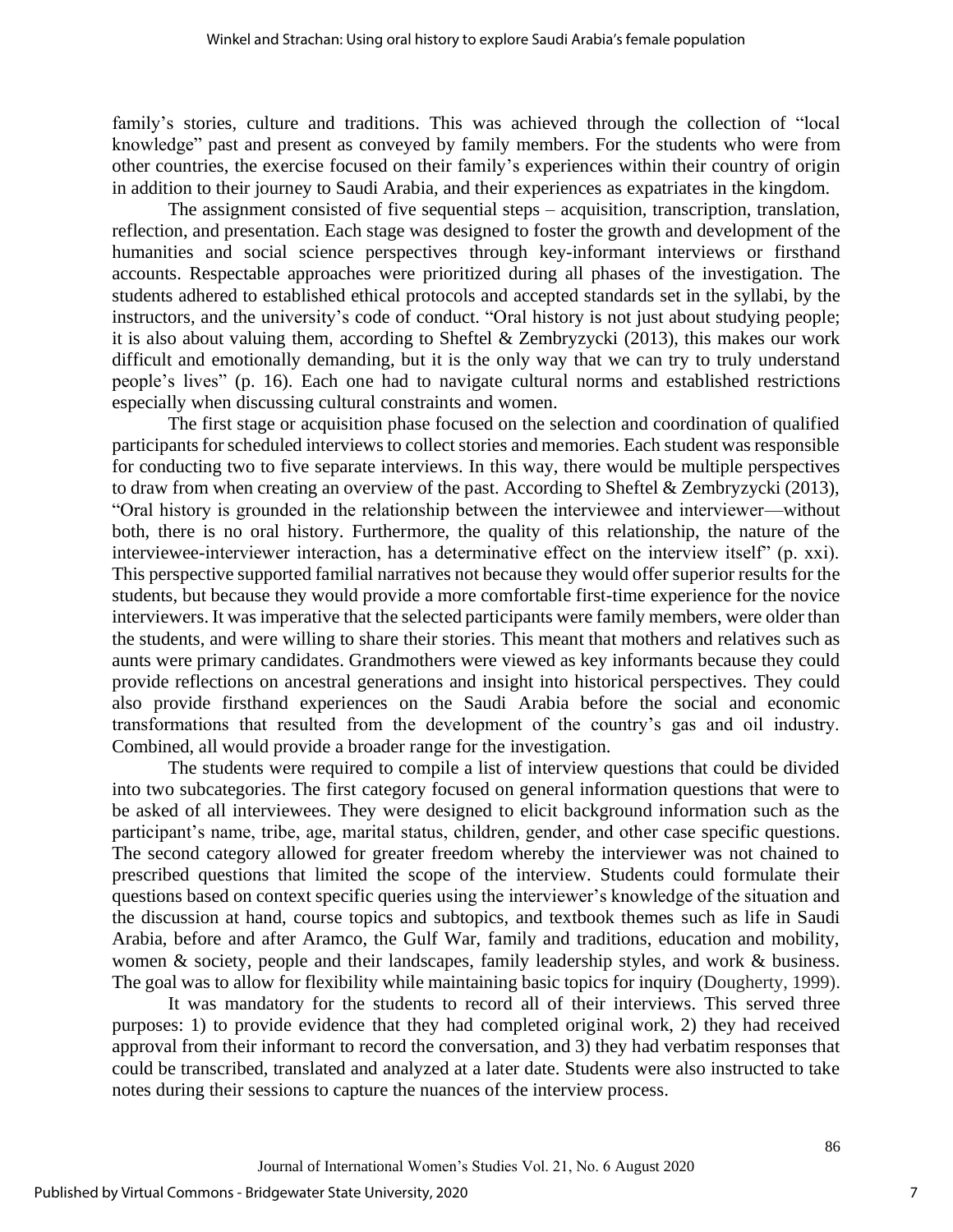family's stories, culture and traditions. This was achieved through the collection of "local knowledge" past and present as conveyed by family members. For the students who were from other countries, the exercise focused on their family's experiences within their country of origin in addition to their journey to Saudi Arabia, and their experiences as expatriates in the kingdom.

The assignment consisted of five sequential steps – acquisition, transcription, translation, reflection, and presentation. Each stage was designed to foster the growth and development of the humanities and social science perspectives through key-informant interviews or firsthand accounts. Respectable approaches were prioritized during all phases of the investigation. The students adhered to established ethical protocols and accepted standards set in the syllabi, by the instructors, and the university's code of conduct. "Oral history is not just about studying people; it is also about valuing them, according to Sheftel & Zembryzycki (2013), this makes our work difficult and emotionally demanding, but it is the only way that we can try to truly understand people's lives" (p. 16). Each one had to navigate cultural norms and established restrictions especially when discussing cultural constraints and women.

The first stage or acquisition phase focused on the selection and coordination of qualified participants for scheduled interviews to collect stories and memories. Each student was responsible for conducting two to five separate interviews. In this way, there would be multiple perspectives to draw from when creating an overview of the past. According to Sheftel & Zembryzycki (2013), "Oral history is grounded in the relationship between the interviewee and interviewer—without both, there is no oral history. Furthermore, the quality of this relationship, the nature of the interviewee-interviewer interaction, has a determinative effect on the interview itself" (p. xxi). This perspective supported familial narratives not because they would offer superior results for the students, but because they would provide a more comfortable first-time experience for the novice interviewers. It was imperative that the selected participants were family members, were older than the students, and were willing to share their stories. This meant that mothers and relatives such as aunts were primary candidates. Grandmothers were viewed as key informants because they could provide reflections on ancestral generations and insight into historical perspectives. They could also provide firsthand experiences on the Saudi Arabia before the social and economic transformations that resulted from the development of the country's gas and oil industry. Combined, all would provide a broader range for the investigation.

The students were required to compile a list of interview questions that could be divided into two subcategories. The first category focused on general information questions that were to be asked of all interviewees. They were designed to elicit background information such as the participant's name, tribe, age, marital status, children, gender, and other case specific questions. The second category allowed for greater freedom whereby the interviewer was not chained to prescribed questions that limited the scope of the interview. Students could formulate their questions based on context specific queries using the interviewer's knowledge of the situation and the discussion at hand, course topics and subtopics, and textbook themes such as life in Saudi Arabia, before and after Aramco, the Gulf War, family and traditions, education and mobility, women & society, people and their landscapes, family leadership styles, and work & business. The goal was to allow for flexibility while maintaining basic topics for inquiry (Dougherty, 1999).

It was mandatory for the students to record all of their interviews. This served three purposes: 1) to provide evidence that they had completed original work, 2) they had received approval from their informant to record the conversation, and 3) they had verbatim responses that could be transcribed, translated and analyzed at a later date. Students were also instructed to take notes during their sessions to capture the nuances of the interview process.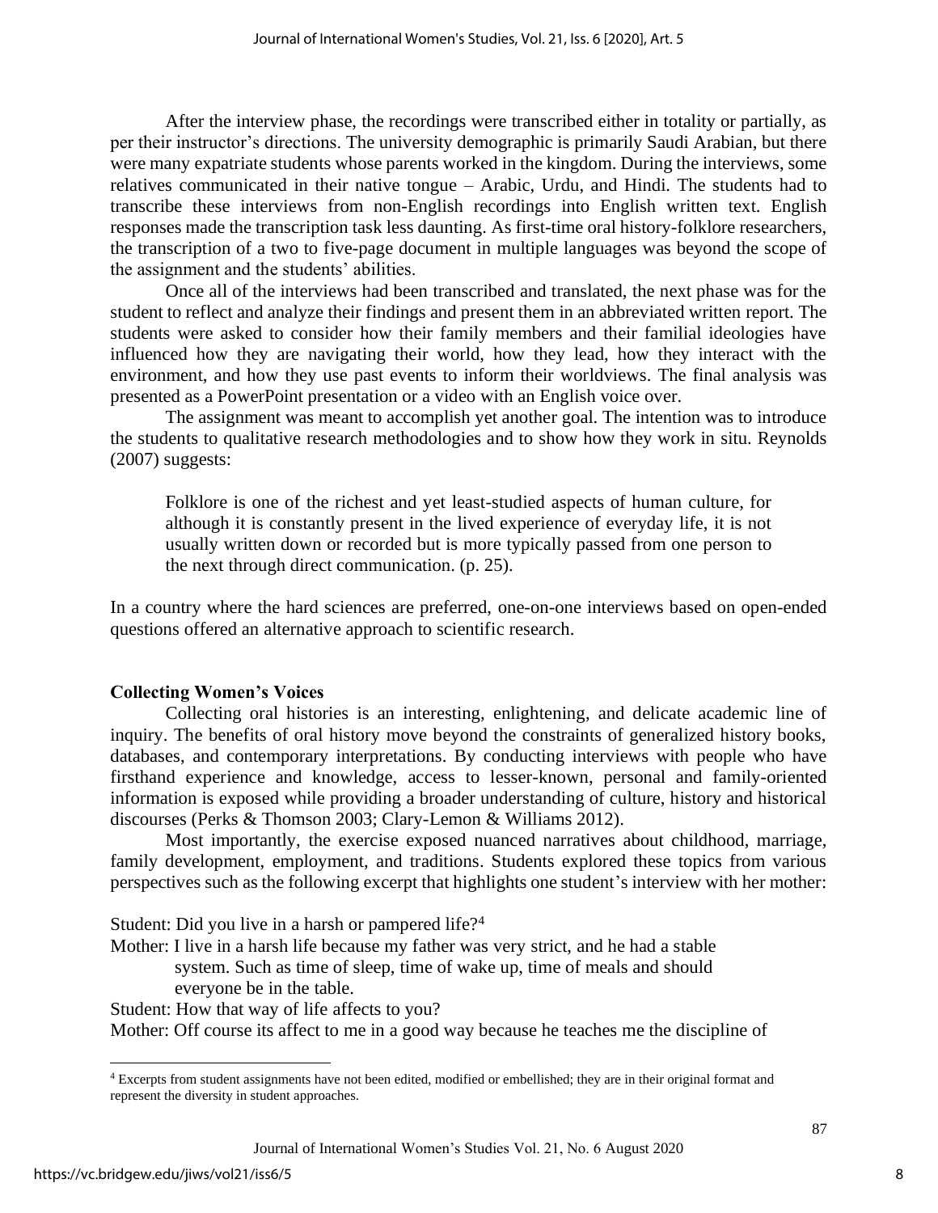After the interview phase, the recordings were transcribed either in totality or partially, as per their instructor's directions. The university demographic is primarily Saudi Arabian, but there were many expatriate students whose parents worked in the kingdom. During the interviews, some relatives communicated in their native tongue – Arabic, Urdu, and Hindi. The students had to transcribe these interviews from non-English recordings into English written text. English responses made the transcription task less daunting. As first-time oral history-folklore researchers, the transcription of a two to five-page document in multiple languages was beyond the scope of the assignment and the students' abilities.

Once all of the interviews had been transcribed and translated, the next phase was for the student to reflect and analyze their findings and present them in an abbreviated written report. The students were asked to consider how their family members and their familial ideologies have influenced how they are navigating their world, how they lead, how they interact with the environment, and how they use past events to inform their worldviews. The final analysis was presented as a PowerPoint presentation or a video with an English voice over.

The assignment was meant to accomplish yet another goal. The intention was to introduce the students to qualitative research methodologies and to show how they work in situ. Reynolds (2007) suggests:

> Folklore is one of the richest and yet least-studied aspects of human culture, for although it is constantly present in the lived experience of everyday life, it is not usually written down or recorded but is more typically passed from one person to the next through direct communication. (p. 25).

In a country where the hard sciences are preferred, one-on-one interviews based on open-ended questions offered an alternative approach to scientific research.

## Collecting Women's Voices

Collecting oral histories is an interesting, enlightening, and delicate academic line of inquiry. The benefits of oral history move beyond the constraints of generalized history books, databases, and contemporary interpretations. By conducting interviews with people who have firsthand experience and knowledge, access to lesser-known, personal and family-oriented information is exposed while providing a broader understanding of culture, history and historical discourses (Perks & Thomson 2003; Clary-Lemon & Williams 2012).

Most importantly, the exercise exposed nuanced narratives about childhood, marriage, family development, employment, and traditions. Students explored these topics from various perspectives such as the following excerpt that highlights one student's interview with her mother:

Student: Did you live in a harsh or pampered life?[4]
Mother: I live in a harsh life because my father was very strict, and he had a stable system. Such as time of sleep, time of wake up, time of meals and should everyone be in the table.
Student: How that way of life affects to you?
Mother: Off course its affect to me in a good way because he teaches me the discipline of

[4] Excerpts from student assignments have not been edited, modified or embellished; they are in their original format and represent the diversity in student approaches.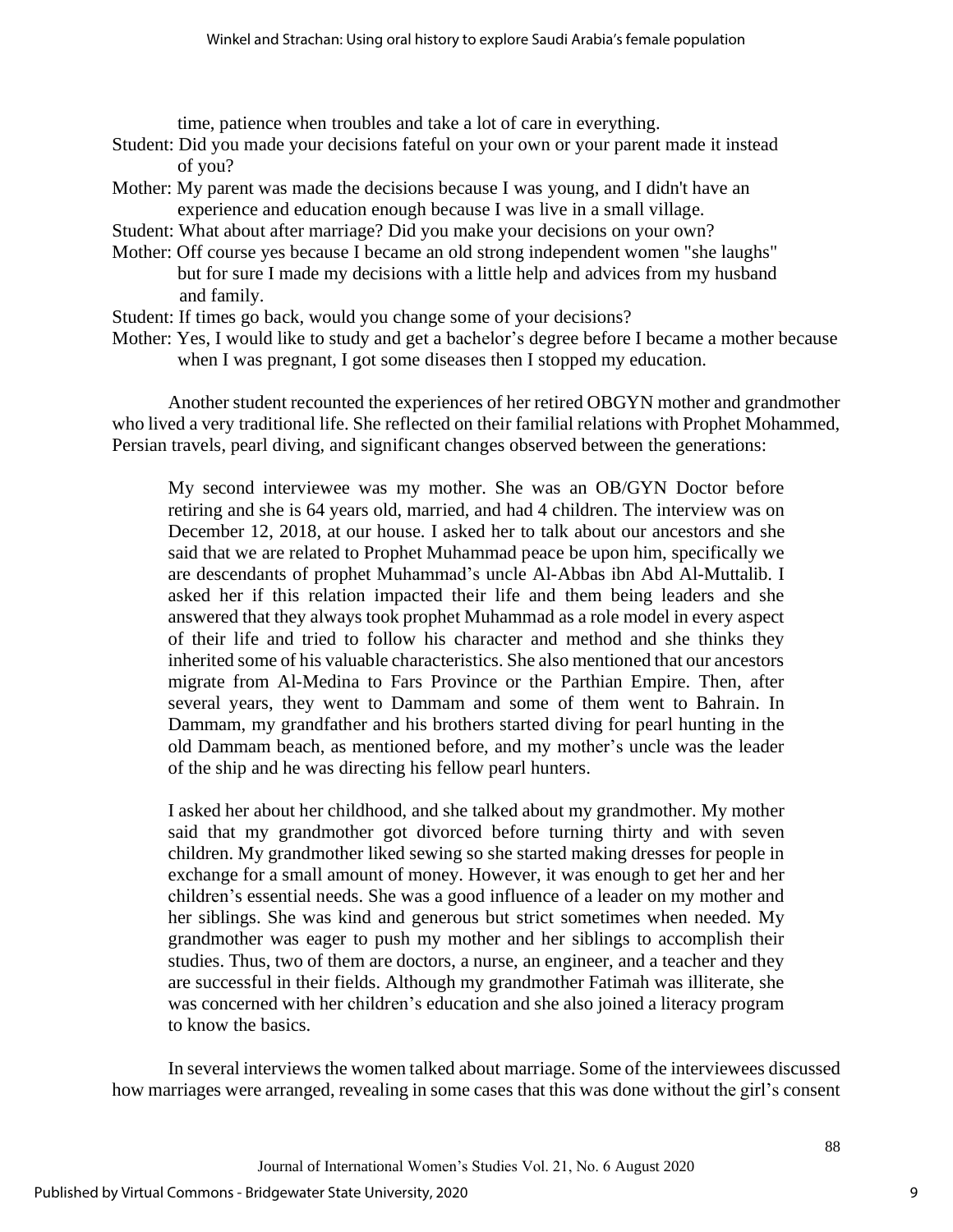time, patience when troubles and take a lot of care in everything.

Student: Did you made your decisions fateful on your own or your parent made it instead of you?

Mother: My parent was made the decisions because I was young, and I didn't have an experience and education enough because I was live in a small village.

Student: What about after marriage? Did you make your decisions on your own?

Mother: Off course yes because I became an old strong independent women "she laughs" but for sure I made my decisions with a little help and advices from my husband and family.

Student: If times go back, would you change some of your decisions?

Mother: Yes, I would like to study and get a bachelor's degree before I became a mother because when I was pregnant, I got some diseases then I stopped my education.

Another student recounted the experiences of her retired OBGYN mother and grandmother who lived a very traditional life. She reflected on their familial relations with Prophet Mohammed, Persian travels, pearl diving, and significant changes observed between the generations:

> My second interviewee was my mother. She was an OB/GYN Doctor before retiring and she is 64 years old, married, and had 4 children. The interview was on December 12, 2018, at our house. I asked her to talk about our ancestors and she said that we are related to Prophet Muhammad peace be upon him, specifically we are descendants of prophet Muhammad's uncle Al-Abbas ibn Abd Al-Muttalib. I asked her if this relation impacted their life and them being leaders and she answered that they always took prophet Muhammad as a role model in every aspect of their life and tried to follow his character and method and she thinks they inherited some of his valuable characteristics. She also mentioned that our ancestors migrate from Al-Medina to Fars Province or the Parthian Empire. Then, after several years, they went to Dammam and some of them went to Bahrain. In Dammam, my grandfather and his brothers started diving for pearl hunting in the old Dammam beach, as mentioned before, and my mother's uncle was the leader of the ship and he was directing his fellow pearl hunters.
>
> I asked her about her childhood, and she talked about my grandmother. My mother said that my grandmother got divorced before turning thirty and with seven children. My grandmother liked sewing so she started making dresses for people in exchange for a small amount of money. However, it was enough to get her and her children's essential needs. She was a good influence of a leader on my mother and her siblings. She was kind and generous but strict sometimes when needed. My grandmother was eager to push my mother and her siblings to accomplish their studies. Thus, two of them are doctors, a nurse, an engineer, and a teacher and they are successful in their fields. Although my grandmother Fatimah was illiterate, she was concerned with her children's education and she also joined a literacy program to know the basics.

In several interviews the women talked about marriage. Some of the interviewees discussed how marriages were arranged, revealing in some cases that this was done without the girl's consent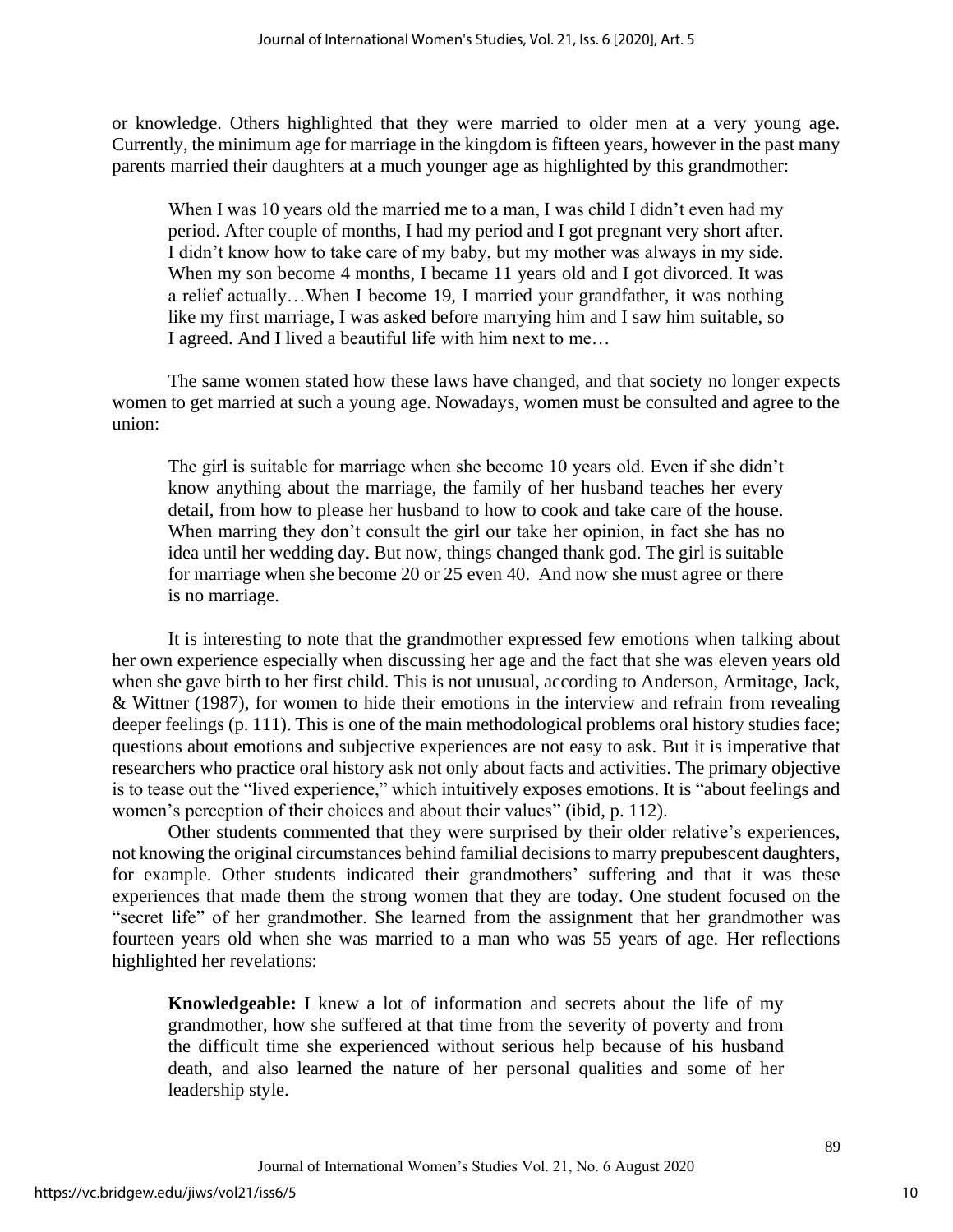or knowledge. Others highlighted that they were married to older men at a very young age. Currently, the minimum age for marriage in the kingdom is fifteen years, however in the past many parents married their daughters at a much younger age as highlighted by this grandmother:

> When I was 10 years old the married me to a man, I was child I didn't even had my period. After couple of months, I had my period and I got pregnant very short after. I didn't know how to take care of my baby, but my mother was always in my side. When my son become 4 months, I became 11 years old and I got divorced. It was a relief actually…When I become 19, I married your grandfather, it was nothing like my first marriage, I was asked before marrying him and I saw him suitable, so I agreed. And I lived a beautiful life with him next to me…

The same women stated how these laws have changed, and that society no longer expects women to get married at such a young age. Nowadays, women must be consulted and agree to the union:

> The girl is suitable for marriage when she become 10 years old. Even if she didn't know anything about the marriage, the family of her husband teaches her every detail, from how to please her husband to how to cook and take care of the house. When marring they don't consult the girl our take her opinion, in fact she has no idea until her wedding day. But now, things changed thank god. The girl is suitable for marriage when she become 20 or 25 even 40. And now she must agree or there is no marriage.

It is interesting to note that the grandmother expressed few emotions when talking about her own experience especially when discussing her age and the fact that she was eleven years old when she gave birth to her first child. This is not unusual, according to Anderson, Armitage, Jack, & Wittner (1987), for women to hide their emotions in the interview and refrain from revealing deeper feelings (p. 111). This is one of the main methodological problems oral history studies face; questions about emotions and subjective experiences are not easy to ask. But it is imperative that researchers who practice oral history ask not only about facts and activities. The primary objective is to tease out the "lived experience," which intuitively exposes emotions. It is "about feelings and women's perception of their choices and about their values" (ibid, p. 112).

Other students commented that they were surprised by their older relative's experiences, not knowing the original circumstances behind familial decisions to marry prepubescent daughters, for example. Other students indicated their grandmothers' suffering and that it was these experiences that made them the strong women that they are today. One student focused on the "secret life" of her grandmother. She learned from the assignment that her grandmother was fourteen years old when she was married to a man who was 55 years of age. Her reflections highlighted her revelations:

> **Knowledgeable:** I knew a lot of information and secrets about the life of my grandmother, how she suffered at that time from the severity of poverty and from the difficult time she experienced without serious help because of his husband death, and also learned the nature of her personal qualities and some of her leadership style.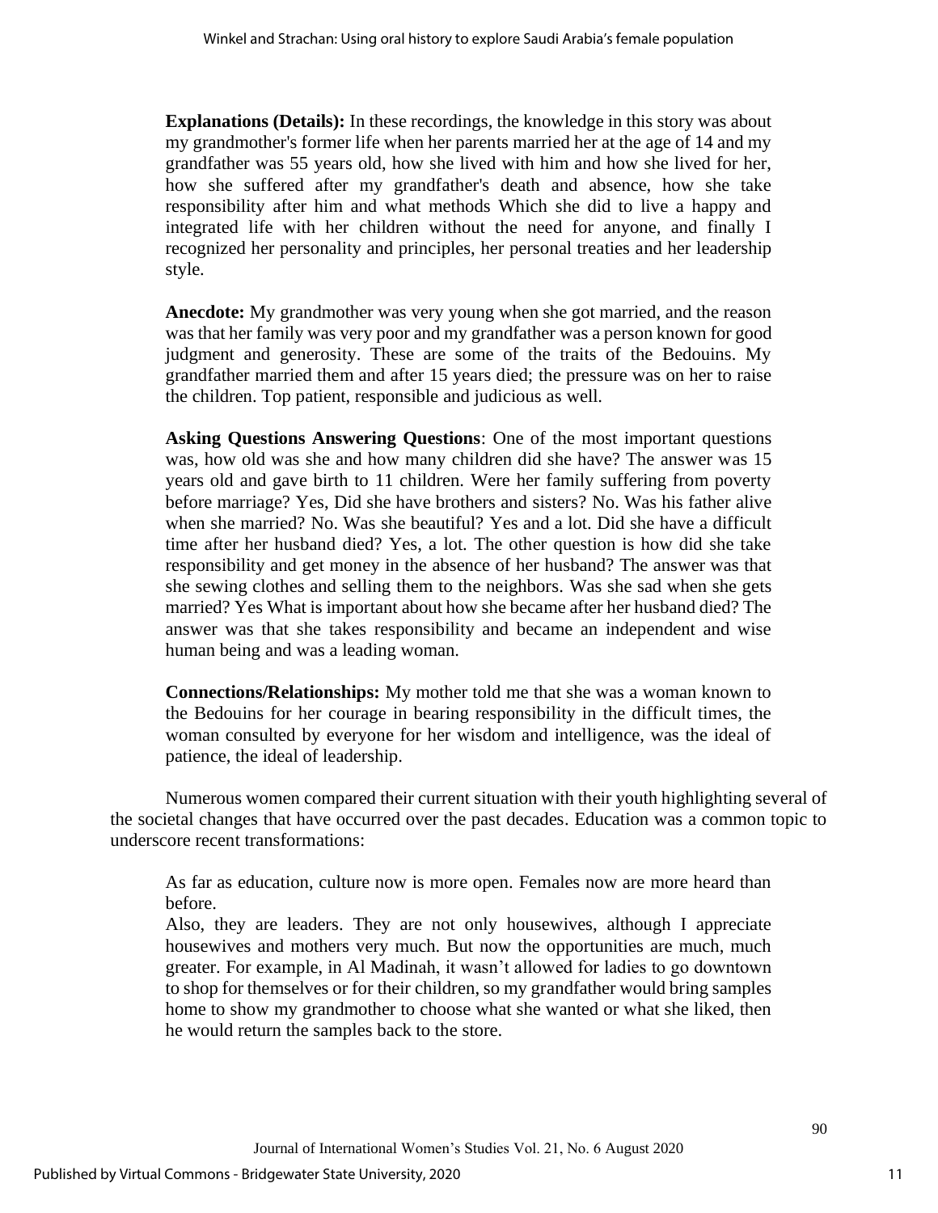> **Explanations (Details):** In these recordings, the knowledge in this story was about my grandmother's former life when her parents married her at the age of 14 and my grandfather was 55 years old, how she lived with him and how she lived for her, how she suffered after my grandfather's death and absence, how she take responsibility after him and what methods Which she did to live a happy and integrated life with her children without the need for anyone, and finally I recognized her personality and principles, her personal treaties and her leadership style.
>
> **Anecdote:** My grandmother was very young when she got married, and the reason was that her family was very poor and my grandfather was a person known for good judgment and generosity. These are some of the traits of the Bedouins. My grandfather married them and after 15 years died; the pressure was on her to raise the children. Top patient, responsible and judicious as well.
>
> **Asking Questions Answering Questions**: One of the most important questions was, how old was she and how many children did she have? The answer was 15 years old and gave birth to 11 children. Were her family suffering from poverty before marriage? Yes, Did she have brothers and sisters? No. Was his father alive when she married? No. Was she beautiful? Yes and a lot. Did she have a difficult time after her husband died? Yes, a lot. The other question is how did she take responsibility and get money in the absence of her husband? The answer was that she sewing clothes and selling them to the neighbors. Was she sad when she gets married? Yes What is important about how she became after her husband died? The answer was that she takes responsibility and became an independent and wise human being and was a leading woman.
>
> **Connections/Relationships:** My mother told me that she was a woman known to the Bedouins for her courage in bearing responsibility in the difficult times, the woman consulted by everyone for her wisdom and intelligence, was the ideal of patience, the ideal of leadership.

Numerous women compared their current situation with their youth highlighting several of the societal changes that have occurred over the past decades. Education was a common topic to underscore recent transformations:

> As far as education, culture now is more open. Females now are more heard than before.
> Also, they are leaders. They are not only housewives, although I appreciate housewives and mothers very much. But now the opportunities are much, much greater. For example, in Al Madinah, it wasn't allowed for ladies to go downtown to shop for themselves or for their children, so my grandfather would bring samples home to show my grandmother to choose what she wanted or what she liked, then he would return the samples back to the store.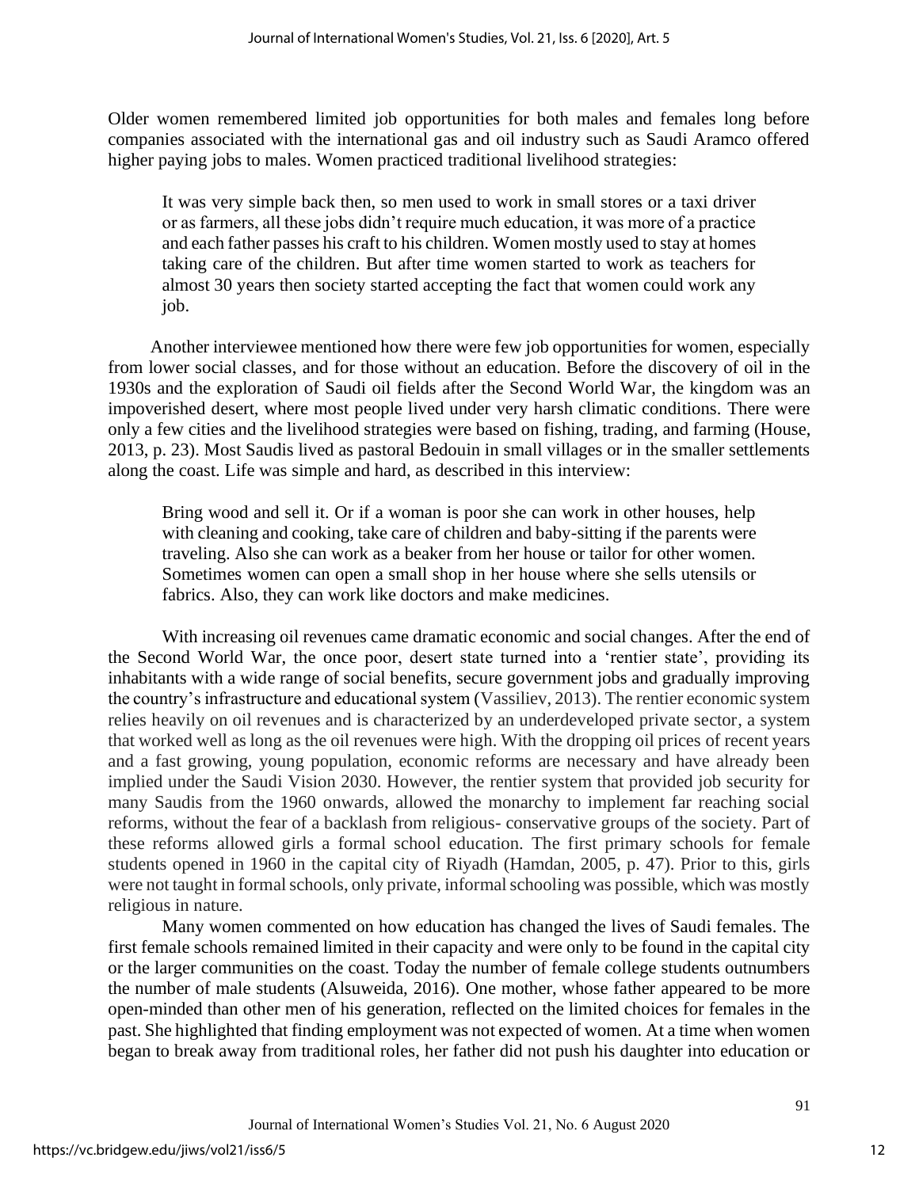Older women remembered limited job opportunities for both males and females long before companies associated with the international gas and oil industry such as Saudi Aramco offered higher paying jobs to males. Women practiced traditional livelihood strategies:

> It was very simple back then, so men used to work in small stores or a taxi driver or as farmers, all these jobs didn't require much education, it was more of a practice and each father passes his craft to his children. Women mostly used to stay at homes taking care of the children. But after time women started to work as teachers for almost 30 years then society started accepting the fact that women could work any job.

Another interviewee mentioned how there were few job opportunities for women, especially from lower social classes, and for those without an education. Before the discovery of oil in the 1930s and the exploration of Saudi oil fields after the Second World War, the kingdom was an impoverished desert, where most people lived under very harsh climatic conditions. There were only a few cities and the livelihood strategies were based on fishing, trading, and farming (House, 2013, p. 23). Most Saudis lived as pastoral Bedouin in small villages or in the smaller settlements along the coast. Life was simple and hard, as described in this interview:

> Bring wood and sell it. Or if a woman is poor she can work in other houses, help with cleaning and cooking, take care of children and baby-sitting if the parents were traveling. Also she can work as a beaker from her house or tailor for other women. Sometimes women can open a small shop in her house where she sells utensils or fabrics. Also, they can work like doctors and make medicines.

With increasing oil revenues came dramatic economic and social changes. After the end of the Second World War, the once poor, desert state turned into a 'rentier state', providing its inhabitants with a wide range of social benefits, secure government jobs and gradually improving the country's infrastructure and educational system (Vassiliev, 2013). The rentier economic system relies heavily on oil revenues and is characterized by an underdeveloped private sector, a system that worked well as long as the oil revenues were high. With the dropping oil prices of recent years and a fast growing, young population, economic reforms are necessary and have already been implied under the Saudi Vision 2030. However, the rentier system that provided job security for many Saudis from the 1960 onwards, allowed the monarchy to implement far reaching social reforms, without the fear of a backlash from religious- conservative groups of the society. Part of these reforms allowed girls a formal school education. The first primary schools for female students opened in 1960 in the capital city of Riyadh (Hamdan, 2005, p. 47). Prior to this, girls were not taught in formal schools, only private, informal schooling was possible, which was mostly religious in nature.

Many women commented on how education has changed the lives of Saudi females. The first female schools remained limited in their capacity and were only to be found in the capital city or the larger communities on the coast. Today the number of female college students outnumbers the number of male students (Alsuweida, 2016). One mother, whose father appeared to be more open-minded than other men of his generation, reflected on the limited choices for females in the past. She highlighted that finding employment was not expected of women. At a time when women began to break away from traditional roles, her father did not push his daughter into education or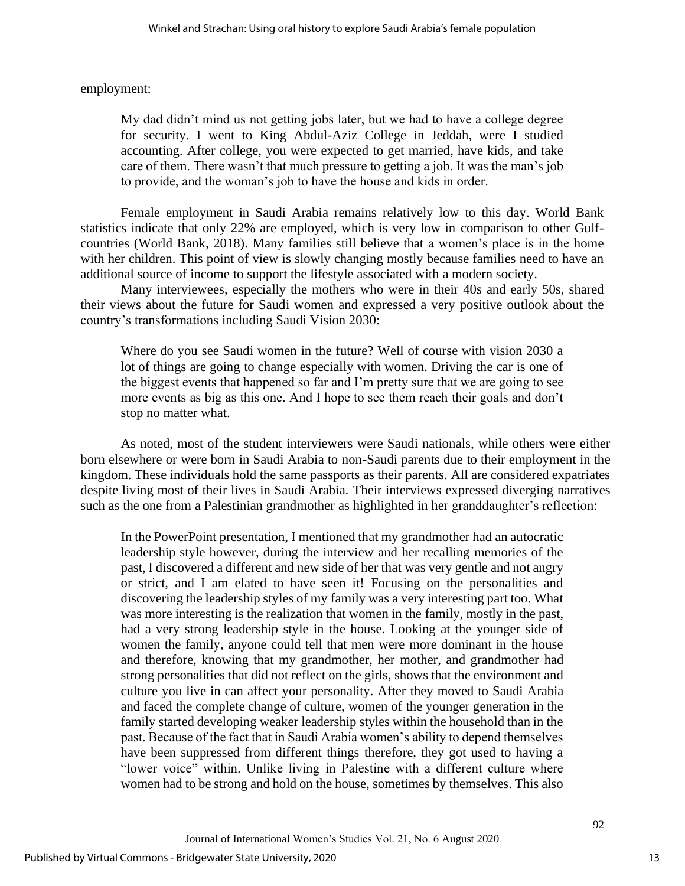employment:

> My dad didn't mind us not getting jobs later, but we had to have a college degree for security. I went to King Abdul-Aziz College in Jeddah, were I studied accounting. After college, you were expected to get married, have kids, and take care of them. There wasn't that much pressure to getting a job. It was the man's job to provide, and the woman's job to have the house and kids in order.

Female employment in Saudi Arabia remains relatively low to this day. World Bank statistics indicate that only 22% are employed, which is very low in comparison to other Gulf-countries (World Bank, 2018). Many families still believe that a women's place is in the home with her children. This point of view is slowly changing mostly because families need to have an additional source of income to support the lifestyle associated with a modern society.

Many interviewees, especially the mothers who were in their 40s and early 50s, shared their views about the future for Saudi women and expressed a very positive outlook about the country's transformations including Saudi Vision 2030:

> Where do you see Saudi women in the future? Well of course with vision 2030 a lot of things are going to change especially with women. Driving the car is one of the biggest events that happened so far and I'm pretty sure that we are going to see more events as big as this one. And I hope to see them reach their goals and don't stop no matter what.

As noted, most of the student interviewers were Saudi nationals, while others were either born elsewhere or were born in Saudi Arabia to non-Saudi parents due to their employment in the kingdom. These individuals hold the same passports as their parents. All are considered expatriates despite living most of their lives in Saudi Arabia. Their interviews expressed diverging narratives such as the one from a Palestinian grandmother as highlighted in her granddaughter's reflection:

> In the PowerPoint presentation, I mentioned that my grandmother had an autocratic leadership style however, during the interview and her recalling memories of the past, I discovered a different and new side of her that was very gentle and not angry or strict, and I am elated to have seen it! Focusing on the personalities and discovering the leadership styles of my family was a very interesting part too. What was more interesting is the realization that women in the family, mostly in the past, had a very strong leadership style in the house. Looking at the younger side of women the family, anyone could tell that men were more dominant in the house and therefore, knowing that my grandmother, her mother, and grandmother had strong personalities that did not reflect on the girls, shows that the environment and culture you live in can affect your personality. After they moved to Saudi Arabia and faced the complete change of culture, women of the younger generation in the family started developing weaker leadership styles within the household than in the past. Because of the fact that in Saudi Arabia women's ability to depend themselves have been suppressed from different things therefore, they got used to having a "lower voice" within. Unlike living in Palestine with a different culture where women had to be strong and hold on the house, sometimes by themselves. This also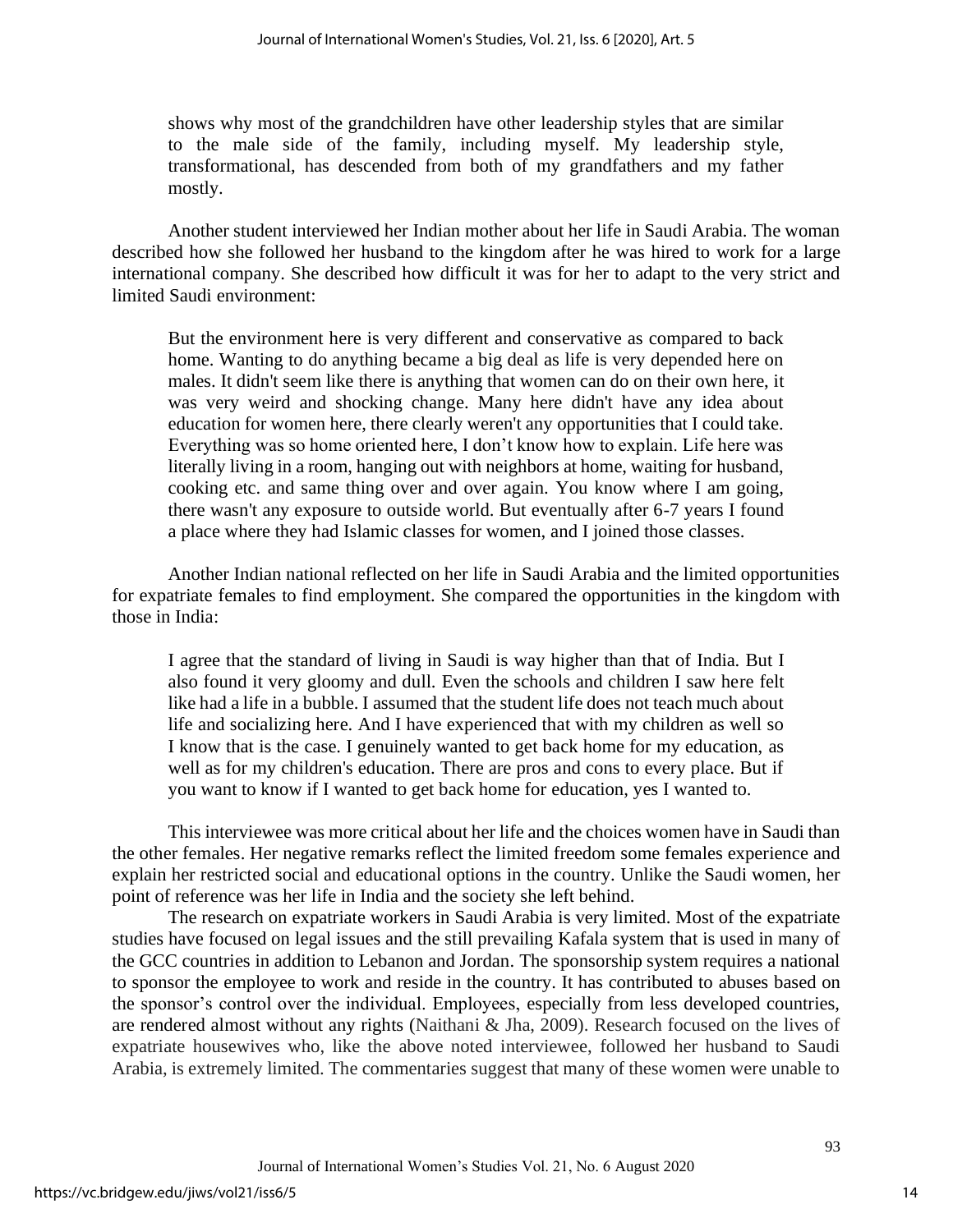> shows why most of the grandchildren have other leadership styles that are similar to the male side of the family, including myself. My leadership style, transformational, has descended from both of my grandfathers and my father mostly.

Another student interviewed her Indian mother about her life in Saudi Arabia. The woman described how she followed her husband to the kingdom after he was hired to work for a large international company. She described how difficult it was for her to adapt to the very strict and limited Saudi environment:

> But the environment here is very different and conservative as compared to back home. Wanting to do anything became a big deal as life is very depended here on males. It didn't seem like there is anything that women can do on their own here, it was very weird and shocking change. Many here didn't have any idea about education for women here, there clearly weren't any opportunities that I could take. Everything was so home oriented here, I don't know how to explain. Life here was literally living in a room, hanging out with neighbors at home, waiting for husband, cooking etc. and same thing over and over again. You know where I am going, there wasn't any exposure to outside world. But eventually after 6-7 years I found a place where they had Islamic classes for women, and I joined those classes.

Another Indian national reflected on her life in Saudi Arabia and the limited opportunities for expatriate females to find employment. She compared the opportunities in the kingdom with those in India:

> I agree that the standard of living in Saudi is way higher than that of India. But I also found it very gloomy and dull. Even the schools and children I saw here felt like had a life in a bubble. I assumed that the student life does not teach much about life and socializing here. And I have experienced that with my children as well so I know that is the case. I genuinely wanted to get back home for my education, as well as for my children's education. There are pros and cons to every place. But if you want to know if I wanted to get back home for education, yes I wanted to.

This interviewee was more critical about her life and the choices women have in Saudi than the other females. Her negative remarks reflect the limited freedom some females experience and explain her restricted social and educational options in the country. Unlike the Saudi women, her point of reference was her life in India and the society she left behind.

The research on expatriate workers in Saudi Arabia is very limited. Most of the expatriate studies have focused on legal issues and the still prevailing Kafala system that is used in many of the GCC countries in addition to Lebanon and Jordan. The sponsorship system requires a national to sponsor the employee to work and reside in the country. It has contributed to abuses based on the sponsor's control over the individual. Employees, especially from less developed countries, are rendered almost without any rights (Naithani & Jha, 2009). Research focused on the lives of expatriate housewives who, like the above noted interviewee, followed her husband to Saudi Arabia, is extremely limited. The commentaries suggest that many of these women were unable to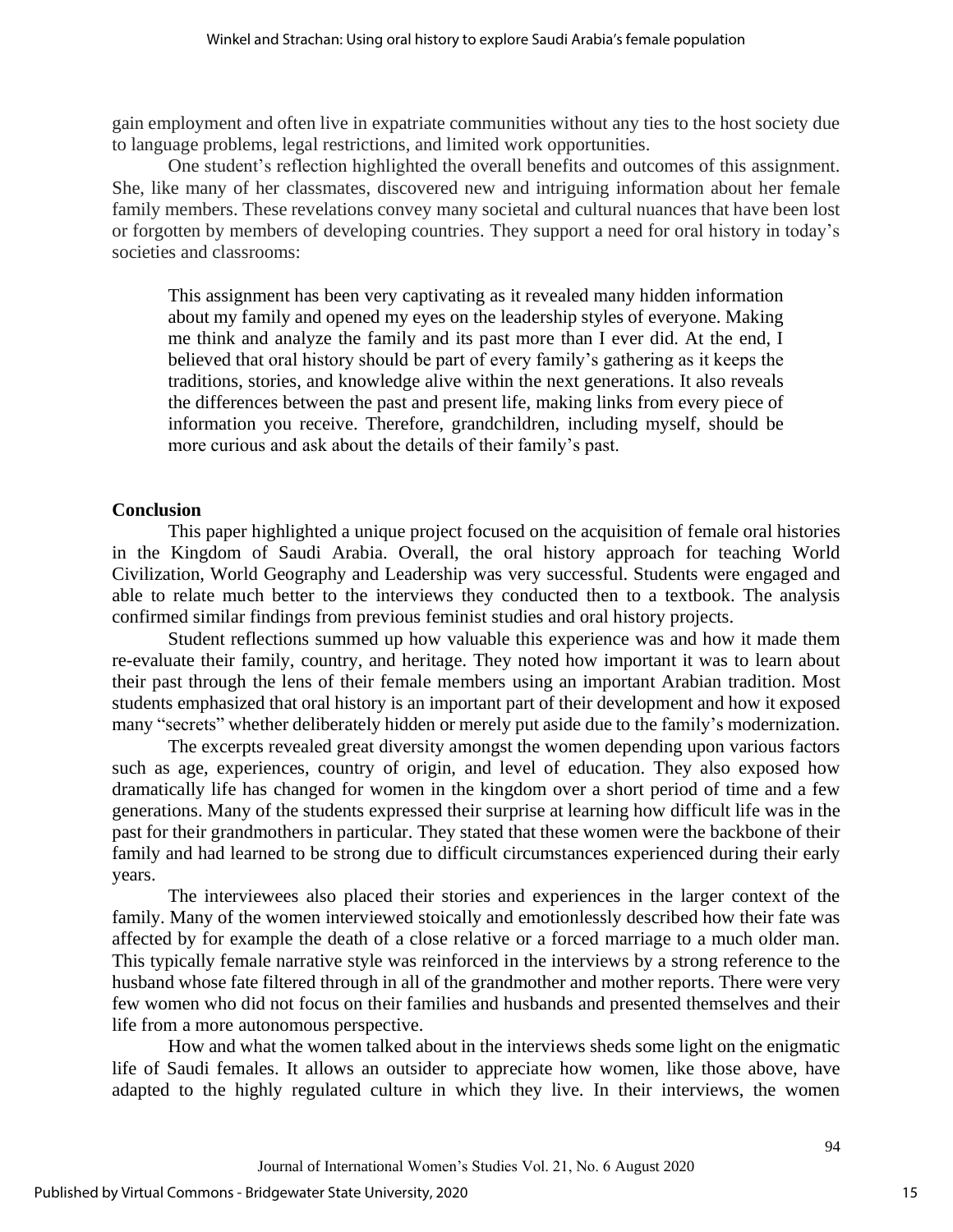gain employment and often live in expatriate communities without any ties to the host society due to language problems, legal restrictions, and limited work opportunities.

One student's reflection highlighted the overall benefits and outcomes of this assignment. She, like many of her classmates, discovered new and intriguing information about her female family members. These revelations convey many societal and cultural nuances that have been lost or forgotten by members of developing countries. They support a need for oral history in today's societies and classrooms:

> This assignment has been very captivating as it revealed many hidden information about my family and opened my eyes on the leadership styles of everyone. Making me think and analyze the family and its past more than I ever did. At the end, I believed that oral history should be part of every family's gathering as it keeps the traditions, stories, and knowledge alive within the next generations. It also reveals the differences between the past and present life, making links from every piece of information you receive. Therefore, grandchildren, including myself, should be more curious and ask about the details of their family's past.

**Conclusion**

This paper highlighted a unique project focused on the acquisition of female oral histories in the Kingdom of Saudi Arabia. Overall, the oral history approach for teaching World Civilization, World Geography and Leadership was very successful. Students were engaged and able to relate much better to the interviews they conducted then to a textbook. The analysis confirmed similar findings from previous feminist studies and oral history projects.

Student reflections summed up how valuable this experience was and how it made them re-evaluate their family, country, and heritage. They noted how important it was to learn about their past through the lens of their female members using an important Arabian tradition. Most students emphasized that oral history is an important part of their development and how it exposed many "secrets" whether deliberately hidden or merely put aside due to the family's modernization.

The excerpts revealed great diversity amongst the women depending upon various factors such as age, experiences, country of origin, and level of education. They also exposed how dramatically life has changed for women in the kingdom over a short period of time and a few generations. Many of the students expressed their surprise at learning how difficult life was in the past for their grandmothers in particular. They stated that these women were the backbone of their family and had learned to be strong due to difficult circumstances experienced during their early years.

The interviewees also placed their stories and experiences in the larger context of the family. Many of the women interviewed stoically and emotionlessly described how their fate was affected by for example the death of a close relative or a forced marriage to a much older man. This typically female narrative style was reinforced in the interviews by a strong reference to the husband whose fate filtered through in all of the grandmother and mother reports. There were very few women who did not focus on their families and husbands and presented themselves and their life from a more autonomous perspective.

How and what the women talked about in the interviews sheds some light on the enigmatic life of Saudi females. It allows an outsider to appreciate how women, like those above, have adapted to the highly regulated culture in which they live. In their interviews, the women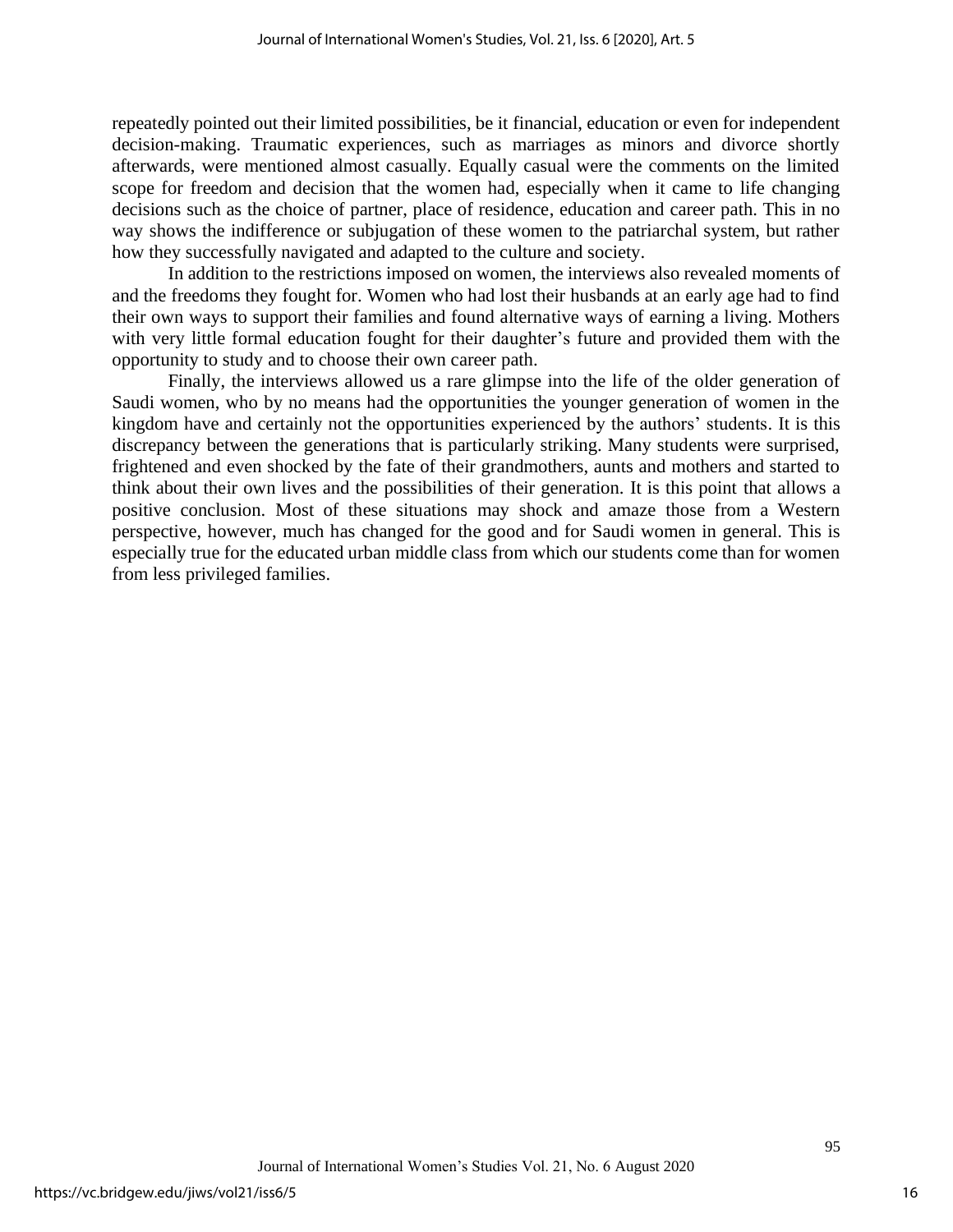repeatedly pointed out their limited possibilities, be it financial, education or even for independent decision-making. Traumatic experiences, such as marriages as minors and divorce shortly afterwards, were mentioned almost casually. Equally casual were the comments on the limited scope for freedom and decision that the women had, especially when it came to life changing decisions such as the choice of partner, place of residence, education and career path. This in no way shows the indifference or subjugation of these women to the patriarchal system, but rather how they successfully navigated and adapted to the culture and society.

In addition to the restrictions imposed on women, the interviews also revealed moments of and the freedoms they fought for. Women who had lost their husbands at an early age had to find their own ways to support their families and found alternative ways of earning a living. Mothers with very little formal education fought for their daughter's future and provided them with the opportunity to study and to choose their own career path.

Finally, the interviews allowed us a rare glimpse into the life of the older generation of Saudi women, who by no means had the opportunities the younger generation of women in the kingdom have and certainly not the opportunities experienced by the authors' students. It is this discrepancy between the generations that is particularly striking. Many students were surprised, frightened and even shocked by the fate of their grandmothers, aunts and mothers and started to think about their own lives and the possibilities of their generation. It is this point that allows a positive conclusion. Most of these situations may shock and amaze those from a Western perspective, however, much has changed for the good and for Saudi women in general. This is especially true for the educated urban middle class from which our students come than for women from less privileged families.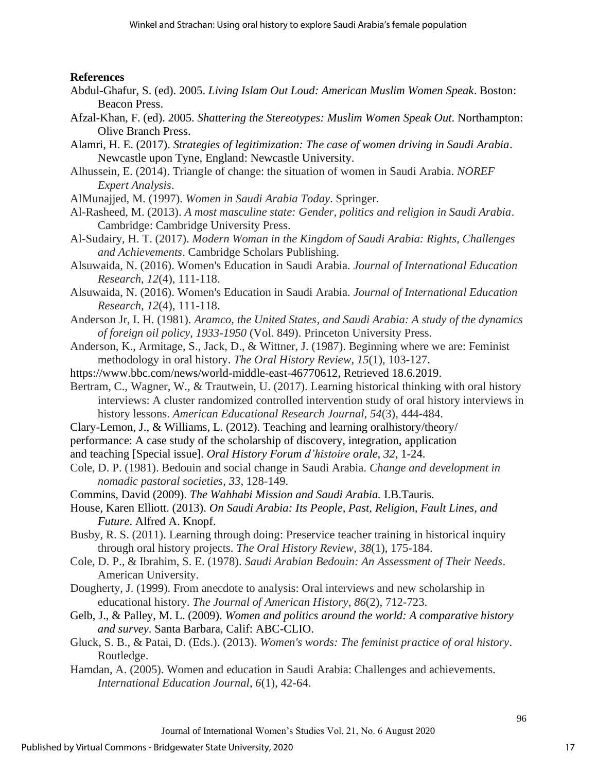**References**

Abdul-Ghafur, S. (ed). 2005. *Living Islam Out Loud: American Muslim Women Speak*. Boston: Beacon Press.

Afzal-Khan, F. (ed). 2005. *Shattering the Stereotypes: Muslim Women Speak Out*. Northampton: Olive Branch Press.

Alamri, H. E. (2017). *Strategies of legitimization: The case of women driving in Saudi Arabia*. Newcastle upon Tyne, England: Newcastle University.

Alhussein, E. (2014). Triangle of change: the situation of women in Saudi Arabia. *NOREF Expert Analysis*.

AlMunajjed, M. (1997). *Women in Saudi Arabia Today*. Springer.

Al-Rasheed, M. (2013). *A most masculine state: Gender, politics and religion in Saudi Arabia*. Cambridge: Cambridge University Press.

Al-Sudairy, H. T. (2017). *Modern Woman in the Kingdom of Saudi Arabia: Rights, Challenges and Achievements*. Cambridge Scholars Publishing.

Alsuwaida, N. (2016). Women's Education in Saudi Arabia. *Journal of International Education Research*, *12*(4), 111-118.

Alsuwaida, N. (2016). Women's Education in Saudi Arabia. *Journal of International Education Research*, *12*(4), 111-118.

Anderson Jr, I. H. (1981). *Aramco, the United States, and Saudi Arabia: A study of the dynamics of foreign oil policy, 1933-1950* (Vol. 849). Princeton University Press.

Anderson, K., Armitage, S., Jack, D., & Wittner, J. (1987). Beginning where we are: Feminist methodology in oral history. *The Oral History Review*, *15*(1), 103-127.

https://www.bbc.com/news/world-middle-east-46770612, Retrieved 18.6.2019.

Bertram, C., Wagner, W., & Trautwein, U. (2017). Learning historical thinking with oral history interviews: A cluster randomized controlled intervention study of oral history interviews in history lessons. *American Educational Research Journal*, *54*(3), 444-484.

Clary-Lemon, J., & Williams, L. (2012). Teaching and learning oralhistory/theory/ performance: A case study of the scholarship of discovery, integration, application and teaching [Special issue]. *Oral History Forum d'histoire orale, 32*, 1-24.

Cole, D. P. (1981). Bedouin and social change in Saudi Arabia. *Change and development in nomadic pastoral societies*, *33*, 128-149.

Commins, David (2009). *The Wahhabi Mission and Saudi Arabia.* I.B.Tauris.

House, Karen Elliott. (2013). *On Saudi Arabia: Its People, Past, Religion, Fault Lines, and Future*. Alfred A. Knopf.

Busby, R. S. (2011). Learning through doing: Preservice teacher training in historical inquiry through oral history projects. *The Oral History Review*, *38*(1), 175-184.

Cole, D. P., & Ibrahim, S. E. (1978). *Saudi Arabian Bedouin: An Assessment of Their Needs*. American University.

Dougherty, J. (1999). From anecdote to analysis: Oral interviews and new scholarship in educational history. *The Journal of American History*, *86*(2), 712-723.

Gelb, J., & Palley, M. L. (2009). *Women and politics around the world: A comparative history and survey*. Santa Barbara, Calif: ABC-CLIO.

Gluck, S. B., & Patai, D. (Eds.). (2013). *Women's words: The feminist practice of oral history*. Routledge.

Hamdan, A. (2005). Women and education in Saudi Arabia: Challenges and achievements. *International Education Journal*, *6*(1), 42-64.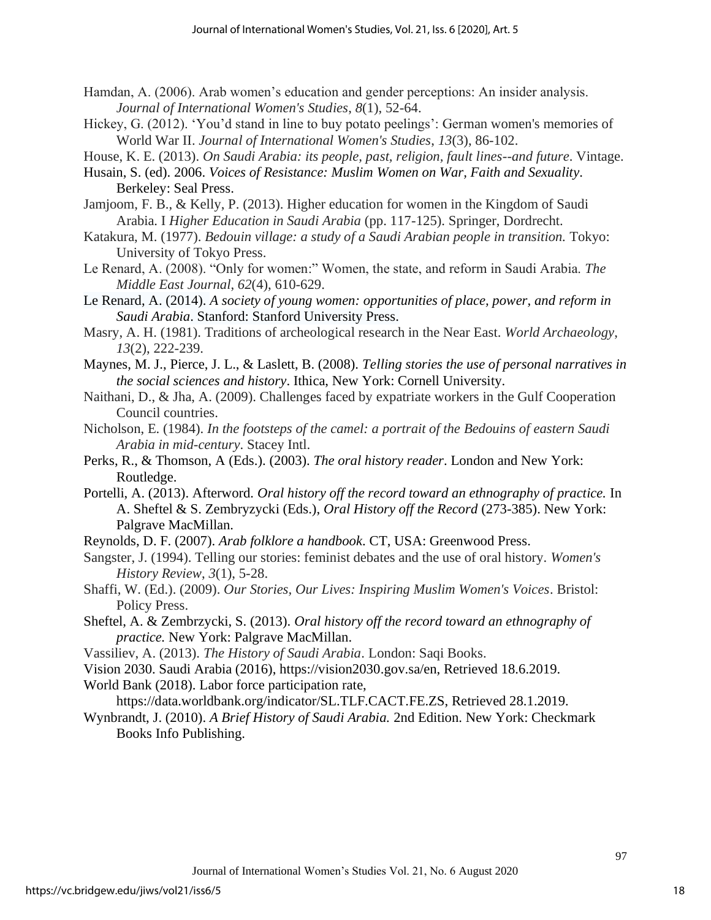Hamdan, A. (2006). Arab women's education and gender perceptions: An insider analysis. *Journal of International Women's Studies*, *8*(1), 52-64.

Hickey, G. (2012). 'You'd stand in line to buy potato peelings': German women's memories of World War II. *Journal of International Women's Studies*, *13*(3), 86-102.

House, K. E. (2013). *On Saudi Arabia: its people, past, religion, fault lines--and future*. Vintage.

Husain, S. (ed). 2006. *Voices of Resistance: Muslim Women on War, Faith and Sexuality*. Berkeley: Seal Press.

Jamjoom, F. B., & Kelly, P. (2013). Higher education for women in the Kingdom of Saudi Arabia. I *Higher Education in Saudi Arabia* (pp. 117-125). Springer, Dordrecht.

Katakura, M. (1977). *Bedouin village: a study of a Saudi Arabian people in transition.* Tokyo: University of Tokyo Press.

Le Renard, A. (2008). "Only for women:" Women, the state, and reform in Saudi Arabia. *The Middle East Journal*, *62*(4), 610-629.

Le Renard, A. (2014). *A society of young women: opportunities of place, power, and reform in Saudi Arabia*. Stanford: Stanford University Press.

Masry, A. H. (1981). Traditions of archeological research in the Near East. *World Archaeology*, *13*(2), 222-239.

Maynes, M. J., Pierce, J. L., & Laslett, B. (2008). *Telling stories the use of personal narratives in the social sciences and history*. Ithica, New York: Cornell University.

Naithani, D., & Jha, A. (2009). Challenges faced by expatriate workers in the Gulf Cooperation Council countries.

Nicholson, E. (1984). *In the footsteps of the camel: a portrait of the Bedouins of eastern Saudi Arabia in mid-century*. Stacey Intl.

Perks, R., & Thomson, A (Eds.). (2003). *The oral history reader*. London and New York: Routledge.

Portelli, A. (2013). Afterword. *Oral history off the record toward an ethnography of practice.* In A. Sheftel & S. Zembryzycki (Eds.), *Oral History off the Record* (273-385). New York: Palgrave MacMillan.

Reynolds, D. F. (2007). *Arab folklore a handbook.* CT, USA: Greenwood Press.

Sangster, J. (1994). Telling our stories: feminist debates and the use of oral history. *Women's History Review*, *3*(1), 5-28.

Shaffi, W. (Ed.). (2009). *Our Stories, Our Lives: Inspiring Muslim Women's Voices*. Bristol: Policy Press.

Sheftel, A. & Zembrzycki, S. (2013). *Oral history off the record toward an ethnography of practice.* New York: Palgrave MacMillan.

Vassiliev, A. (2013). *The History of Saudi Arabia*. London: Saqi Books.

Vision 2030. Saudi Arabia (2016), https://vision2030.gov.sa/en, Retrieved 18.6.2019.

World Bank (2018). Labor force participation rate, https://data.worldbank.org/indicator/SL.TLF.CACT.FE.ZS, Retrieved 28.1.2019.

Wynbrandt, J. (2010). *A Brief History of Saudi Arabia.* 2nd Edition. New York: Checkmark Books Info Publishing.